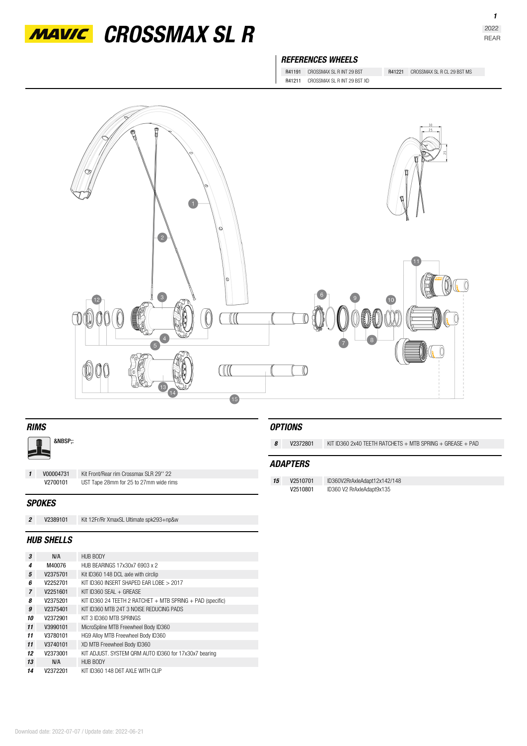# MAVIC CROSSMAX SL R

2022
REAR

### REFERENCES WHEELS

| | | | |
|---|---|---|---|
| R41191 | CROSSMAX SL R INT 29 BST | R41221 | CROSSMAX SL R CL 29 BST MS |
| R41211 | CROSSMAX SL R INT 29 BST XD | | |

## RIMS

&NBSP;:

| | | |
|---|---|---|
| 1 | V00004731 | Kit Front/Rear rim Crossmax SLR 29'' 22 |
| | V2700101 | UST Tape 28mm for 25 to 27mm wide rims |

## SPOKES

| | | |
|---|---|---|
| 2 | V2389101 | Kit 12Fr/Rr XmaxSL Ultimate spk293+np&w |

## HUB SHELLS

| | | |
|---|---|---|
| 3 | N/A | HUB BODY |
| 4 | M40076 | HUB BEARINGS 17x30x7 6903 x 2 |
| 5 | V2375701 | Kit ID360 148 DCL axle with circlip |
| 6 | V2252701 | KIT ID360 INSERT SHAPED EAR LOBE > 2017 |
| 7 | V2251601 | KIT ID360 SEAL + GREASE |
| 8 | V2375201 | KIT ID360 24 TEETH 2 RATCHET + MTB SPRING + PAD (specific) |
| 9 | V2375401 | KIT ID360 MTB 24T 3 NOISE REDUCING PADS |
| 10 | V2372901 | KIT 3 ID360 MTB SPRINGS |
| 11 | V3990101 | MicroSpline MTB Freewheel Body ID360 |
| 11 | V3780101 | HG9 Alloy MTB Freewheel Body ID360 |
| 11 | V3740101 | XD MTB Freewheel Body ID360 |
| 12 | V2373001 | KIT ADJUST. SYSTEM QRM AUTO ID360 for 17x30x7 bearing |
| 13 | N/A | HUB BODY |
| 14 | V2372201 | KIT ID360 148 D6T AXLE WITH CLIP |

## OPTIONS

| | | |
|---|---|---|
| 8 | V2372801 | KIT ID360 2x40 TEETH RATCHETS + MTB SPRING + GREASE + PAD |

## ADAPTERS

| | | |
|---|---|---|
| 15 | V2510701 | ID360V2RrAxleAdapt12x142/148 |
| | V2510801 | ID360 V2 RrAxleAdapt9x135 |

Download date: 2022-07-07 / Update date: 2022-06-21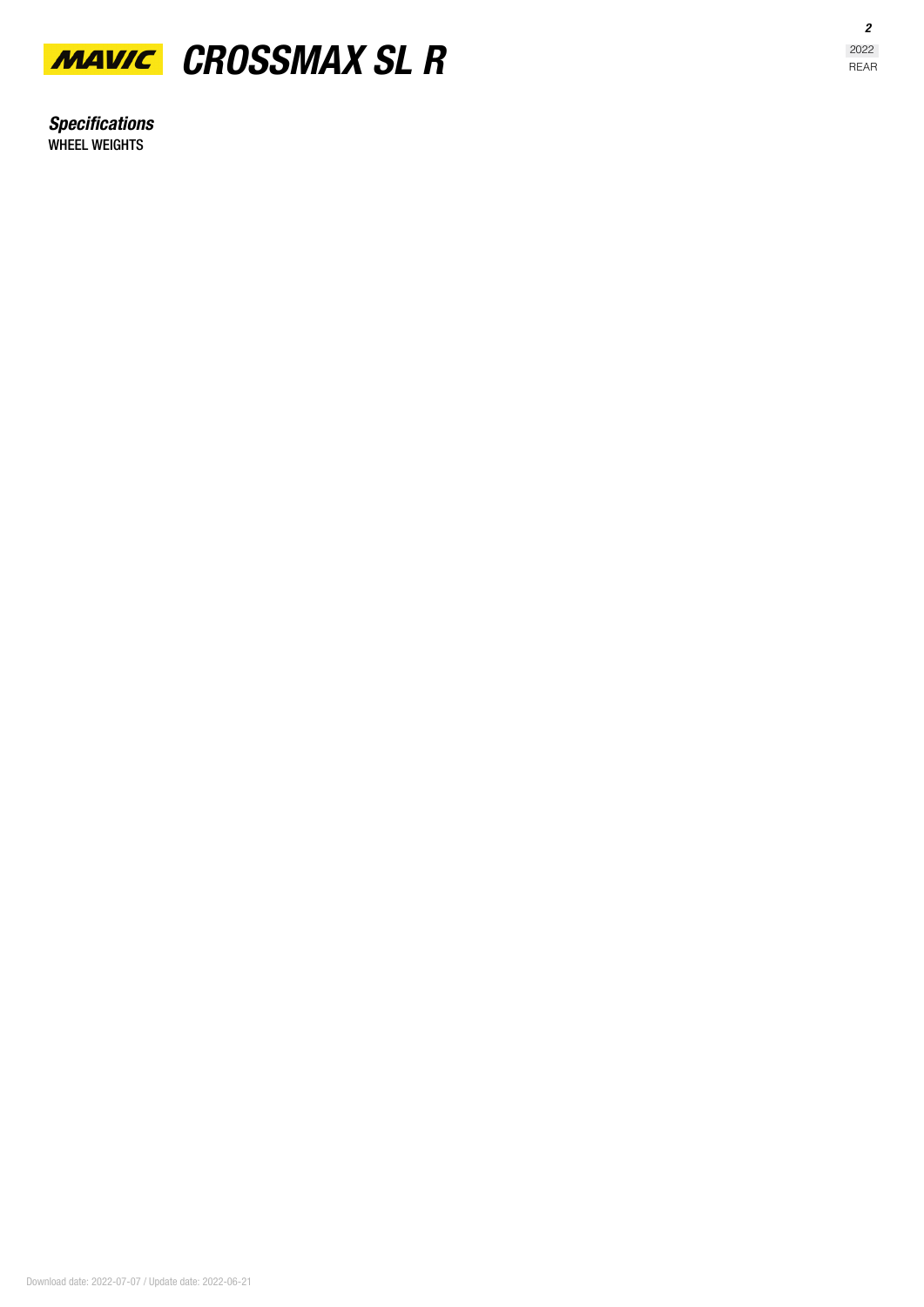# MAVIC CROSSMAX SL R

2022
REAR

## Specifications

WHEEL WEIGHTS

Download date: 2022-07-07 / Update date: 2022-06-21